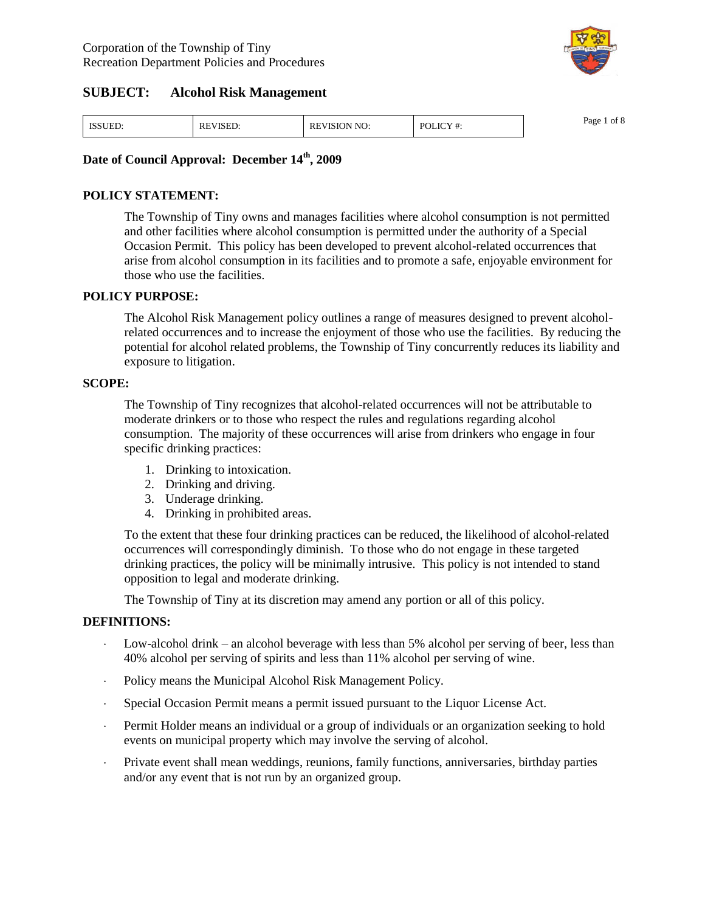Corporation of the Township of Tiny
Recreation Department Policies and Procedures

## SUBJECT: Alcohol Risk Management

| ISSUED: | REVISED: | REVISION NO: | POLICY #: |
|---|---|---|---|

**Date of Council Approval: December 14th, 2009**

### POLICY STATEMENT:

The Township of Tiny owns and manages facilities where alcohol consumption is not permitted and other facilities where alcohol consumption is permitted under the authority of a Special Occasion Permit. This policy has been developed to prevent alcohol-related occurrences that arise from alcohol consumption in its facilities and to promote a safe, enjoyable environment for those who use the facilities.

### POLICY PURPOSE:

The Alcohol Risk Management policy outlines a range of measures designed to prevent alcohol-related occurrences and to increase the enjoyment of those who use the facilities. By reducing the potential for alcohol related problems, the Township of Tiny concurrently reduces its liability and exposure to litigation.

### SCOPE:

The Township of Tiny recognizes that alcohol-related occurrences will not be attributable to moderate drinkers or to those who respect the rules and regulations regarding alcohol consumption. The majority of these occurrences will arise from drinkers who engage in four specific drinking practices:

1. Drinking to intoxication.
2. Drinking and driving.
3. Underage drinking.
4. Drinking in prohibited areas.

To the extent that these four drinking practices can be reduced, the likelihood of alcohol-related occurrences will correspondingly diminish. To those who do not engage in these targeted drinking practices, the policy will be minimally intrusive. This policy is not intended to stand opposition to legal and moderate drinking.

The Township of Tiny at its discretion may amend any portion or all of this policy.

### DEFINITIONS:

- Low-alcohol drink – an alcohol beverage with less than 5% alcohol per serving of beer, less than 40% alcohol per serving of spirits and less than 11% alcohol per serving of wine.
- Policy means the Municipal Alcohol Risk Management Policy.
- Special Occasion Permit means a permit issued pursuant to the Liquor License Act.
- Permit Holder means an individual or a group of individuals or an organization seeking to hold events on municipal property which may involve the serving of alcohol.
- Private event shall mean weddings, reunions, family functions, anniversaries, birthday parties and/or any event that is not run by an organized group.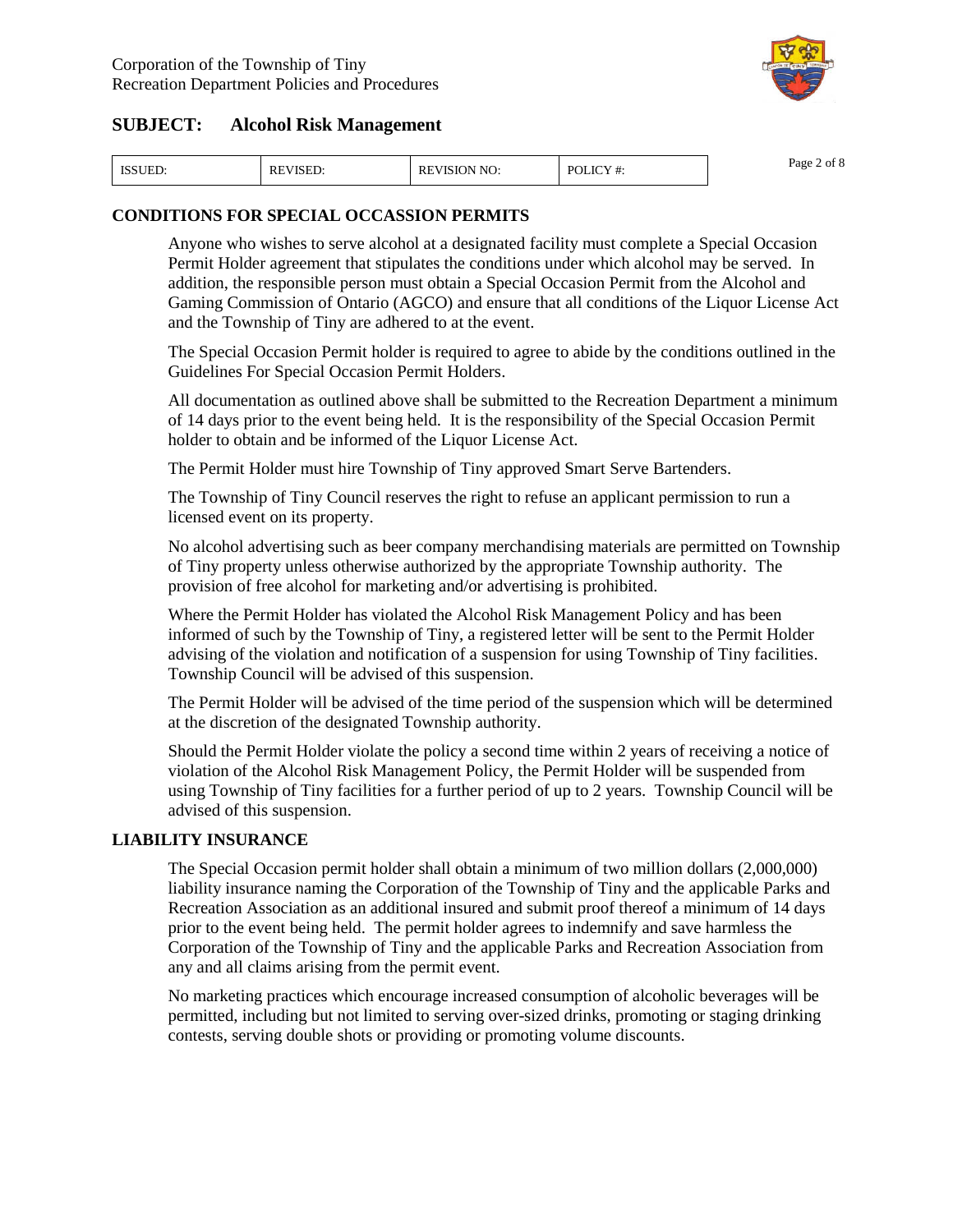## SUBJECT: Alcohol Risk Management

| ISSUED: | REVISED: | REVISION NO: | POLICY #: |
|---|---|---|---|

### CONDITIONS FOR SPECIAL OCCASSION PERMITS

Anyone who wishes to serve alcohol at a designated facility must complete a Special Occasion Permit Holder agreement that stipulates the conditions under which alcohol may be served. In addition, the responsible person must obtain a Special Occasion Permit from the Alcohol and Gaming Commission of Ontario (AGCO) and ensure that all conditions of the Liquor License Act and the Township of Tiny are adhered to at the event.

The Special Occasion Permit holder is required to agree to abide by the conditions outlined in the Guidelines For Special Occasion Permit Holders.

All documentation as outlined above shall be submitted to the Recreation Department a minimum of 14 days prior to the event being held. It is the responsibility of the Special Occasion Permit holder to obtain and be informed of the Liquor License Act.

The Permit Holder must hire Township of Tiny approved Smart Serve Bartenders.

The Township of Tiny Council reserves the right to refuse an applicant permission to run a licensed event on its property.

No alcohol advertising such as beer company merchandising materials are permitted on Township of Tiny property unless otherwise authorized by the appropriate Township authority. The provision of free alcohol for marketing and/or advertising is prohibited.

Where the Permit Holder has violated the Alcohol Risk Management Policy and has been informed of such by the Township of Tiny, a registered letter will be sent to the Permit Holder advising of the violation and notification of a suspension for using Township of Tiny facilities. Township Council will be advised of this suspension.

The Permit Holder will be advised of the time period of the suspension which will be determined at the discretion of the designated Township authority.

Should the Permit Holder violate the policy a second time within 2 years of receiving a notice of violation of the Alcohol Risk Management Policy, the Permit Holder will be suspended from using Township of Tiny facilities for a further period of up to 2 years. Township Council will be advised of this suspension.

### LIABILITY INSURANCE

The Special Occasion permit holder shall obtain a minimum of two million dollars (2,000,000) liability insurance naming the Corporation of the Township of Tiny and the applicable Parks and Recreation Association as an additional insured and submit proof thereof a minimum of 14 days prior to the event being held. The permit holder agrees to indemnify and save harmless the Corporation of the Township of Tiny and the applicable Parks and Recreation Association from any and all claims arising from the permit event.

No marketing practices which encourage increased consumption of alcoholic beverages will be permitted, including but not limited to serving over-sized drinks, promoting or staging drinking contests, serving double shots or providing or promoting volume discounts.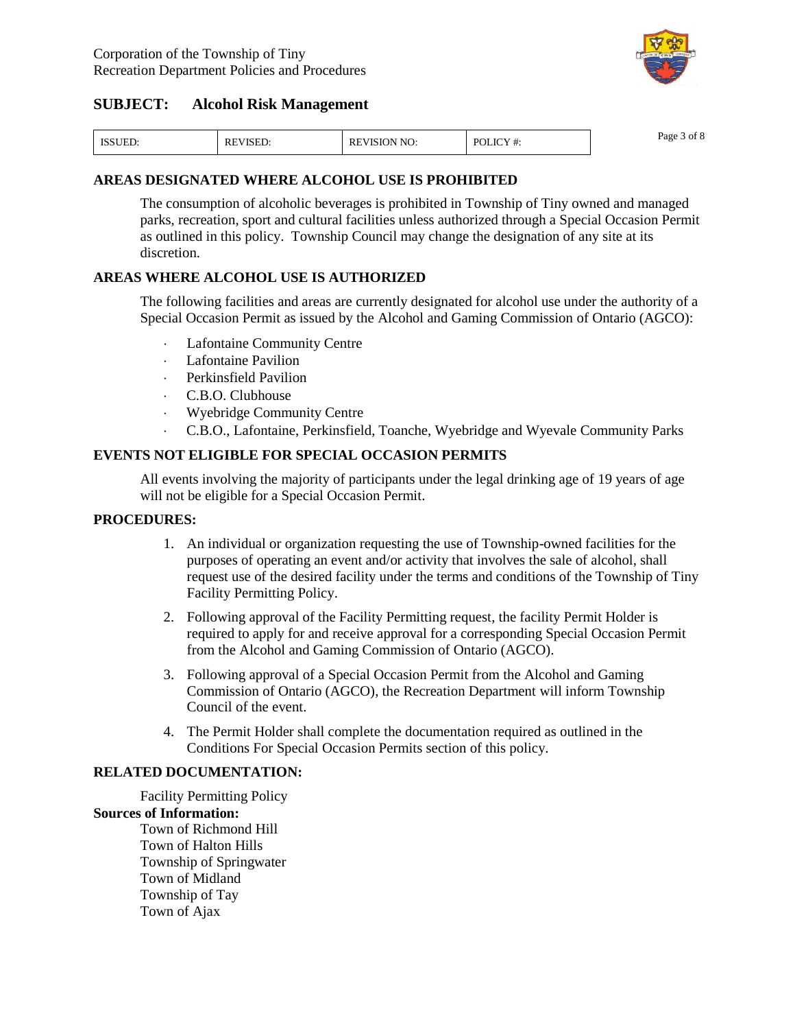## AREAS DESIGNATED WHERE ALCOHOL USE IS PROHIBITED

The consumption of alcoholic beverages is prohibited in Township of Tiny owned and managed parks, recreation, sport and cultural facilities unless authorized through a Special Occasion Permit as outlined in this policy. Township Council may change the designation of any site at its discretion.

## AREAS WHERE ALCOHOL USE IS AUTHORIZED

The following facilities and areas are currently designated for alcohol use under the authority of a Special Occasion Permit as issued by the Alcohol and Gaming Commission of Ontario (AGCO):

- Lafontaine Community Centre
- Lafontaine Pavilion
- Perkinsfield Pavilion
- C.B.O. Clubhouse
- Wyebridge Community Centre
- C.B.O., Lafontaine, Perkinsfield, Toanche, Wyebridge and Wyevale Community Parks

## EVENTS NOT ELIGIBLE FOR SPECIAL OCCASION PERMITS

All events involving the majority of participants under the legal drinking age of 19 years of age will not be eligible for a Special Occasion Permit.

## PROCEDURES:

1. An individual or organization requesting the use of Township-owned facilities for the purposes of operating an event and/or activity that involves the sale of alcohol, shall request use of the desired facility under the terms and conditions of the Township of Tiny Facility Permitting Policy.
2. Following approval of the Facility Permitting request, the facility Permit Holder is required to apply for and receive approval for a corresponding Special Occasion Permit from the Alcohol and Gaming Commission of Ontario (AGCO).
3. Following approval of a Special Occasion Permit from the Alcohol and Gaming Commission of Ontario (AGCO), the Recreation Department will inform Township Council of the event.
4. The Permit Holder shall complete the documentation required as outlined in the Conditions For Special Occasion Permits section of this policy.

## RELATED DOCUMENTATION:

Facility Permitting Policy

**Sources of Information:**

Town of Richmond Hill
Town of Halton Hills
Township of Springwater
Town of Midland
Township of Tay
Town of Ajax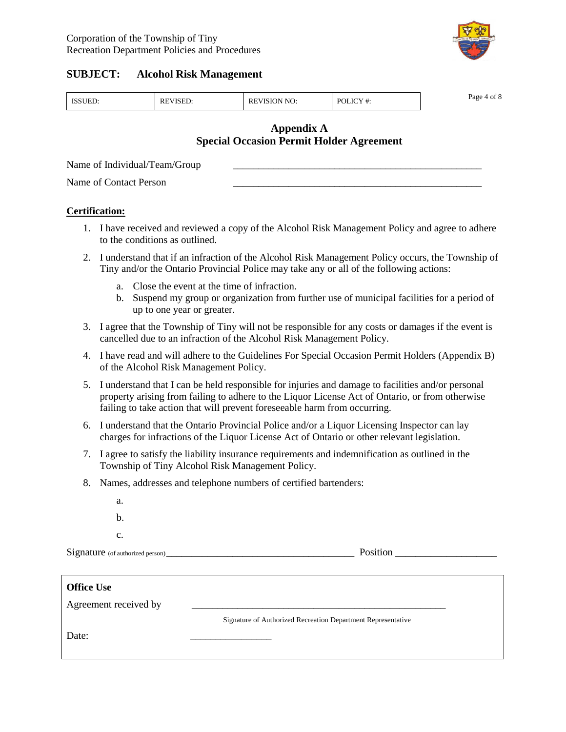# Appendix A
## Special Occasion Permit Holder Agreement

Name of Individual/Team/Group ______________________________________________

Name of Contact Person ______________________________________________

**Certification:**

1. I have received and reviewed a copy of the Alcohol Risk Management Policy and agree to adhere to the conditions as outlined.
2. I understand that if an infraction of the Alcohol Risk Management Policy occurs, the Township of Tiny and/or the Ontario Provincial Police may take any or all of the following actions:
   a. Close the event at the time of infraction.
   b. Suspend my group or organization from further use of municipal facilities for a period of up to one year or greater.
3. I agree that the Township of Tiny will not be responsible for any costs or damages if the event is cancelled due to an infraction of the Alcohol Risk Management Policy.
4. I have read and will adhere to the Guidelines For Special Occasion Permit Holders (Appendix B) of the Alcohol Risk Management Policy.
5. I understand that I can be held responsible for injuries and damage to facilities and/or personal property arising from failing to adhere to the Liquor License Act of Ontario, or from otherwise failing to take action that will prevent foreseeable harm from occurring.
6. I understand that the Ontario Provincial Police and/or a Liquor Licensing Inspector can lay charges for infractions of the Liquor License Act of Ontario or other relevant legislation.
7. I agree to satisfy the liability insurance requirements and indemnification as outlined in the Township of Tiny Alcohol Risk Management Policy.
8. Names, addresses and telephone numbers of certified bartenders:
   a.
   b.
   c.

Signature (of authorized person)______________________________________ Position ___________________

**Office Use**

Agreement received by ______________________________________________

Signature of Authorized Recreation Department Representative

Date: ________________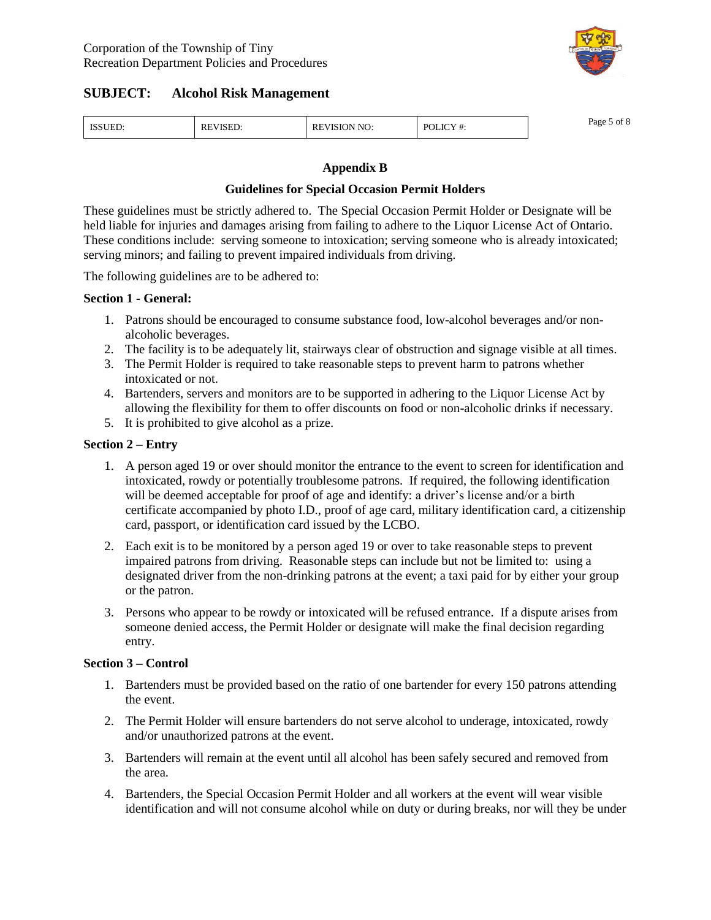Corporation of the Township of Tiny
Recreation Department Policies and Procedures

## SUBJECT: Alcohol Risk Management

| ISSUED: | REVISED: | REVISION NO: | POLICY #: |
|---|---|---|---|

### Appendix B

### Guidelines for Special Occasion Permit Holders

These guidelines must be strictly adhered to. The Special Occasion Permit Holder or Designate will be held liable for injuries and damages arising from failing to adhere to the Liquor License Act of Ontario. These conditions include: serving someone to intoxication; serving someone who is already intoxicated; serving minors; and failing to prevent impaired individuals from driving.

The following guidelines are to be adhered to:

**Section 1 - General:**

1. Patrons should be encouraged to consume substance food, low-alcohol beverages and/or non-alcoholic beverages.
2. The facility is to be adequately lit, stairways clear of obstruction and signage visible at all times.
3. The Permit Holder is required to take reasonable steps to prevent harm to patrons whether intoxicated or not.
4. Bartenders, servers and monitors are to be supported in adhering to the Liquor License Act by allowing the flexibility for them to offer discounts on food or non-alcoholic drinks if necessary.
5. It is prohibited to give alcohol as a prize.

**Section 2 – Entry**

1. A person aged 19 or over should monitor the entrance to the event to screen for identification and intoxicated, rowdy or potentially troublesome patrons. If required, the following identification will be deemed acceptable for proof of age and identify: a driver's license and/or a birth certificate accompanied by photo I.D., proof of age card, military identification card, a citizenship card, passport, or identification card issued by the LCBO.

2. Each exit is to be monitored by a person aged 19 or over to take reasonable steps to prevent impaired patrons from driving. Reasonable steps can include but not be limited to: using a designated driver from the non-drinking patrons at the event; a taxi paid for by either your group or the patron.

3. Persons who appear to be rowdy or intoxicated will be refused entrance. If a dispute arises from someone denied access, the Permit Holder or designate will make the final decision regarding entry.

**Section 3 – Control**

1. Bartenders must be provided based on the ratio of one bartender for every 150 patrons attending the event.

2. The Permit Holder will ensure bartenders do not serve alcohol to underage, intoxicated, rowdy and/or unauthorized patrons at the event.

3. Bartenders will remain at the event until all alcohol has been safely secured and removed from the area.

4. Bartenders, the Special Occasion Permit Holder and all workers at the event will wear visible identification and will not consume alcohol while on duty or during breaks, nor will they be under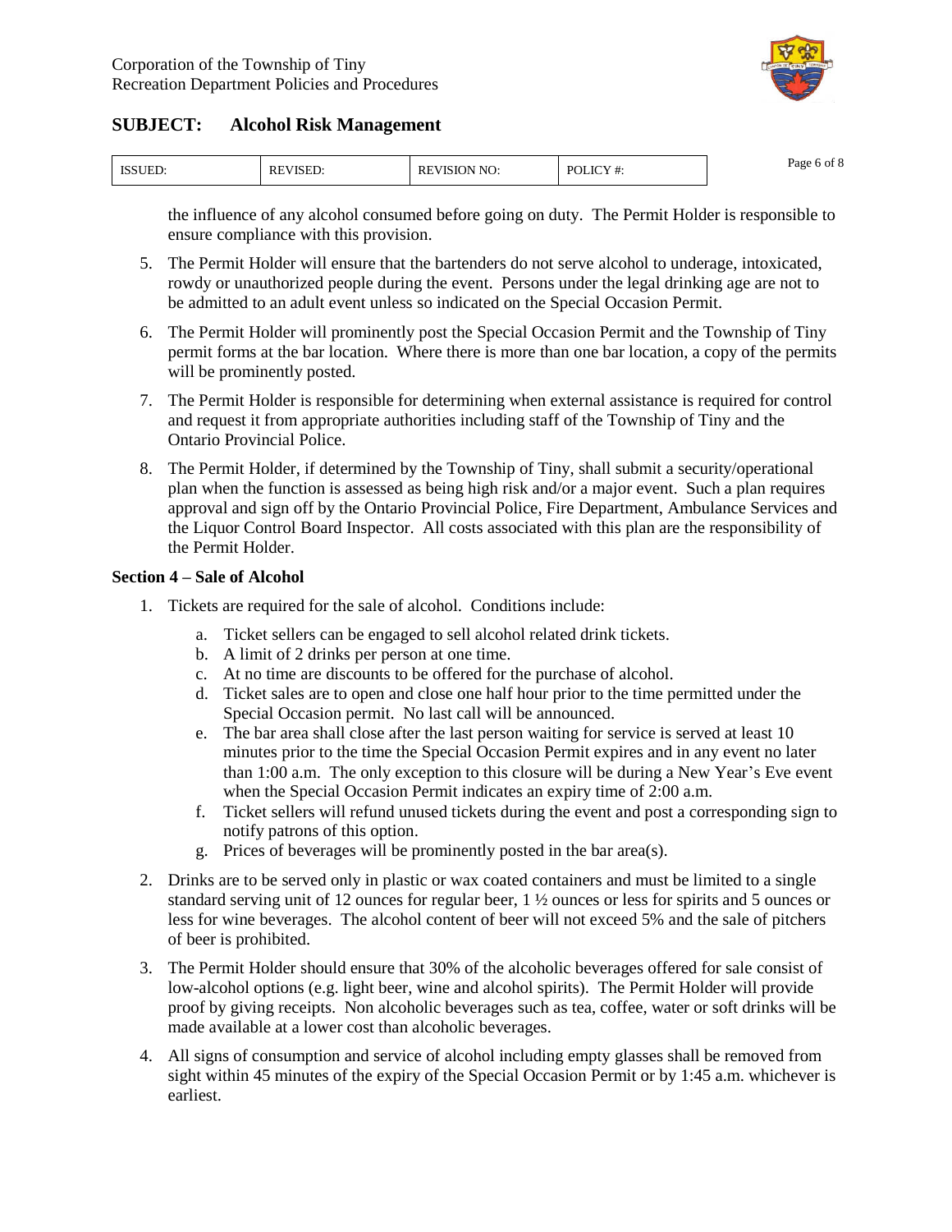the influence of any alcohol consumed before going on duty. The Permit Holder is responsible to ensure compliance with this provision.

5. The Permit Holder will ensure that the bartenders do not serve alcohol to underage, intoxicated, rowdy or unauthorized people during the event. Persons under the legal drinking age are not to be admitted to an adult event unless so indicated on the Special Occasion Permit.

6. The Permit Holder will prominently post the Special Occasion Permit and the Township of Tiny permit forms at the bar location. Where there is more than one bar location, a copy of the permits will be prominently posted.

7. The Permit Holder is responsible for determining when external assistance is required for control and request it from appropriate authorities including staff of the Township of Tiny and the Ontario Provincial Police.

8. The Permit Holder, if determined by the Township of Tiny, shall submit a security/operational plan when the function is assessed as being high risk and/or a major event. Such a plan requires approval and sign off by the Ontario Provincial Police, Fire Department, Ambulance Services and the Liquor Control Board Inspector. All costs associated with this plan are the responsibility of the Permit Holder.

**Section 4 – Sale of Alcohol**

1. Tickets are required for the sale of alcohol. Conditions include:
   a. Ticket sellers can be engaged to sell alcohol related drink tickets.
   b. A limit of 2 drinks per person at one time.
   c. At no time are discounts to be offered for the purchase of alcohol.
   d. Ticket sales are to open and close one half hour prior to the time permitted under the Special Occasion permit. No last call will be announced.
   e. The bar area shall close after the last person waiting for service is served at least 10 minutes prior to the time the Special Occasion Permit expires and in any event no later than 1:00 a.m. The only exception to this closure will be during a New Year's Eve event when the Special Occasion Permit indicates an expiry time of 2:00 a.m.
   f. Ticket sellers will refund unused tickets during the event and post a corresponding sign to notify patrons of this option.
   g. Prices of beverages will be prominently posted in the bar area(s).

2. Drinks are to be served only in plastic or wax coated containers and must be limited to a single standard serving unit of 12 ounces for regular beer, 1 ½ ounces or less for spirits and 5 ounces or less for wine beverages. The alcohol content of beer will not exceed 5% and the sale of pitchers of beer is prohibited.

3. The Permit Holder should ensure that 30% of the alcoholic beverages offered for sale consist of low-alcohol options (e.g. light beer, wine and alcohol spirits). The Permit Holder will provide proof by giving receipts. Non alcoholic beverages such as tea, coffee, water or soft drinks will be made available at a lower cost than alcoholic beverages.

4. All signs of consumption and service of alcohol including empty glasses shall be removed from sight within 45 minutes of the expiry of the Special Occasion Permit or by 1:45 a.m. whichever is earliest.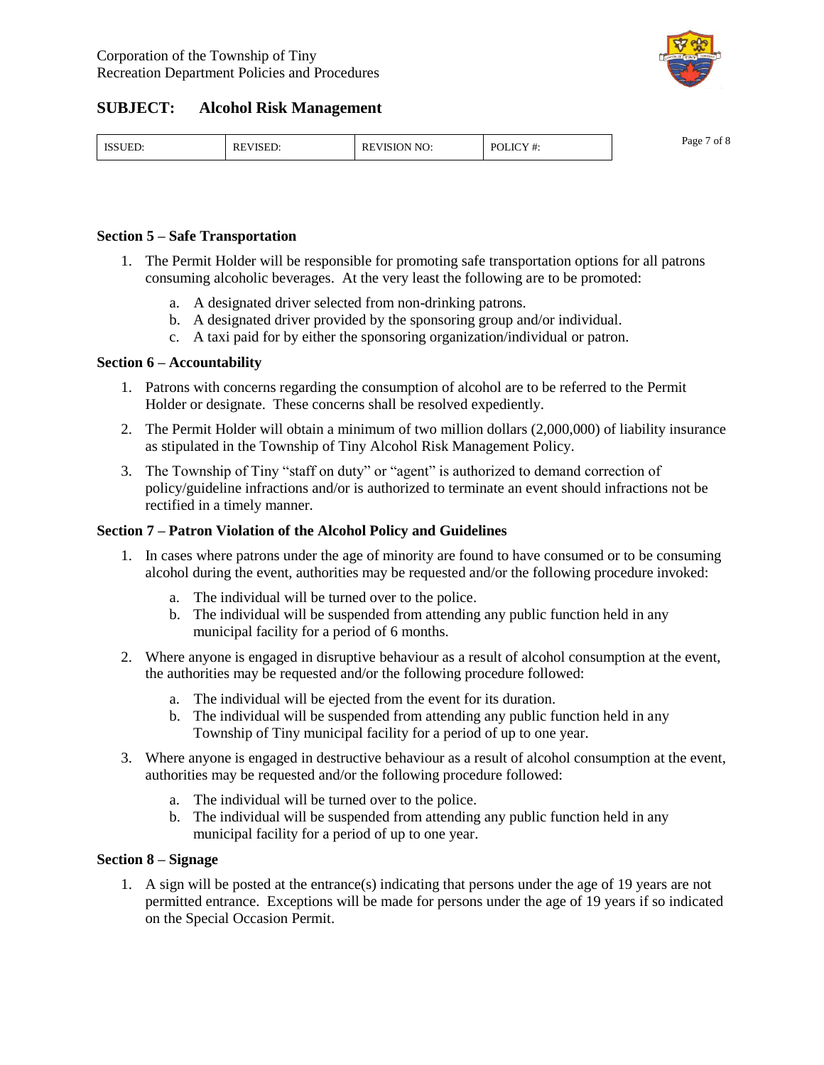## Section 5 – Safe Transportation

1. The Permit Holder will be responsible for promoting safe transportation options for all patrons consuming alcoholic beverages. At the very least the following are to be promoted:
   a. A designated driver selected from non-drinking patrons.
   b. A designated driver provided by the sponsoring group and/or individual.
   c. A taxi paid for by either the sponsoring organization/individual or patron.

## Section 6 – Accountability

1. Patrons with concerns regarding the consumption of alcohol are to be referred to the Permit Holder or designate. These concerns shall be resolved expediently.
2. The Permit Holder will obtain a minimum of two million dollars (2,000,000) of liability insurance as stipulated in the Township of Tiny Alcohol Risk Management Policy.
3. The Township of Tiny "staff on duty" or "agent" is authorized to demand correction of policy/guideline infractions and/or is authorized to terminate an event should infractions not be rectified in a timely manner.

## Section 7 – Patron Violation of the Alcohol Policy and Guidelines

1. In cases where patrons under the age of minority are found to have consumed or to be consuming alcohol during the event, authorities may be requested and/or the following procedure invoked:
   a. The individual will be turned over to the police.
   b. The individual will be suspended from attending any public function held in any municipal facility for a period of 6 months.
2. Where anyone is engaged in disruptive behaviour as a result of alcohol consumption at the event, the authorities may be requested and/or the following procedure followed:
   a. The individual will be ejected from the event for its duration.
   b. The individual will be suspended from attending any public function held in any Township of Tiny municipal facility for a period of up to one year.
3. Where anyone is engaged in destructive behaviour as a result of alcohol consumption at the event, authorities may be requested and/or the following procedure followed:
   a. The individual will be turned over to the police.
   b. The individual will be suspended from attending any public function held in any municipal facility for a period of up to one year.

## Section 8 – Signage

1. A sign will be posted at the entrance(s) indicating that persons under the age of 19 years are not permitted entrance. Exceptions will be made for persons under the age of 19 years if so indicated on the Special Occasion Permit.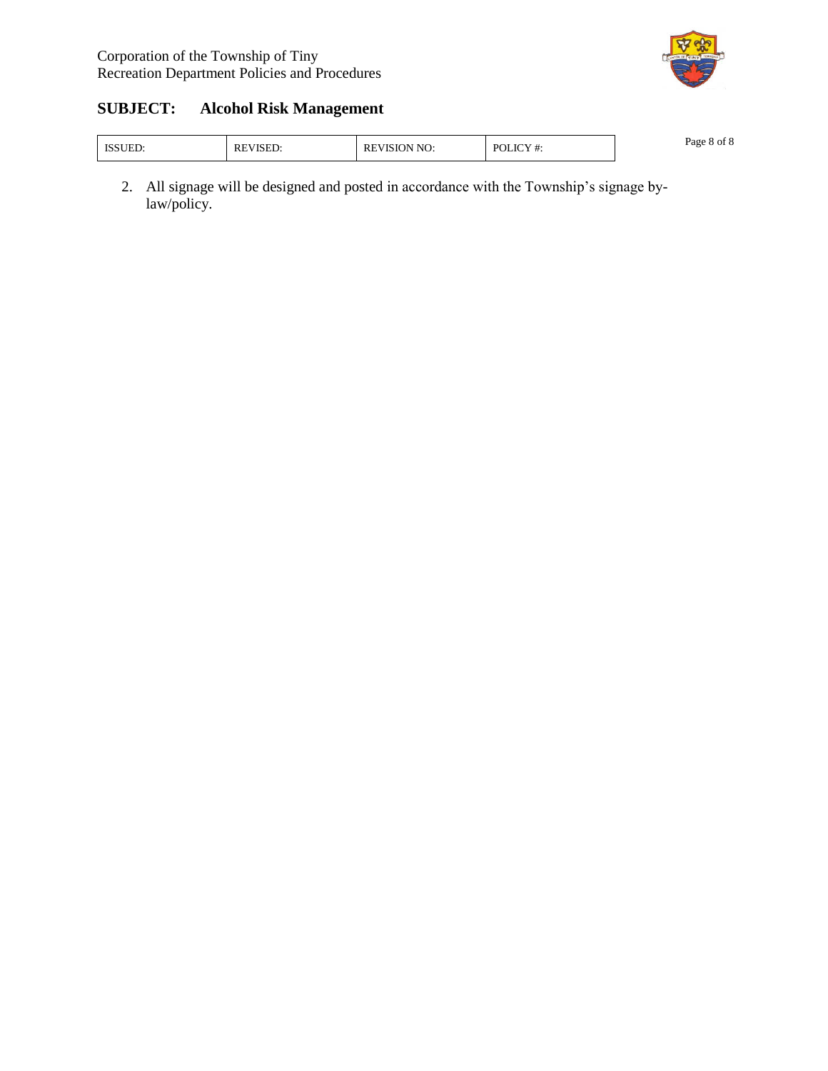2. All signage will be designed and posted in accordance with the Township's signage by-law/policy.